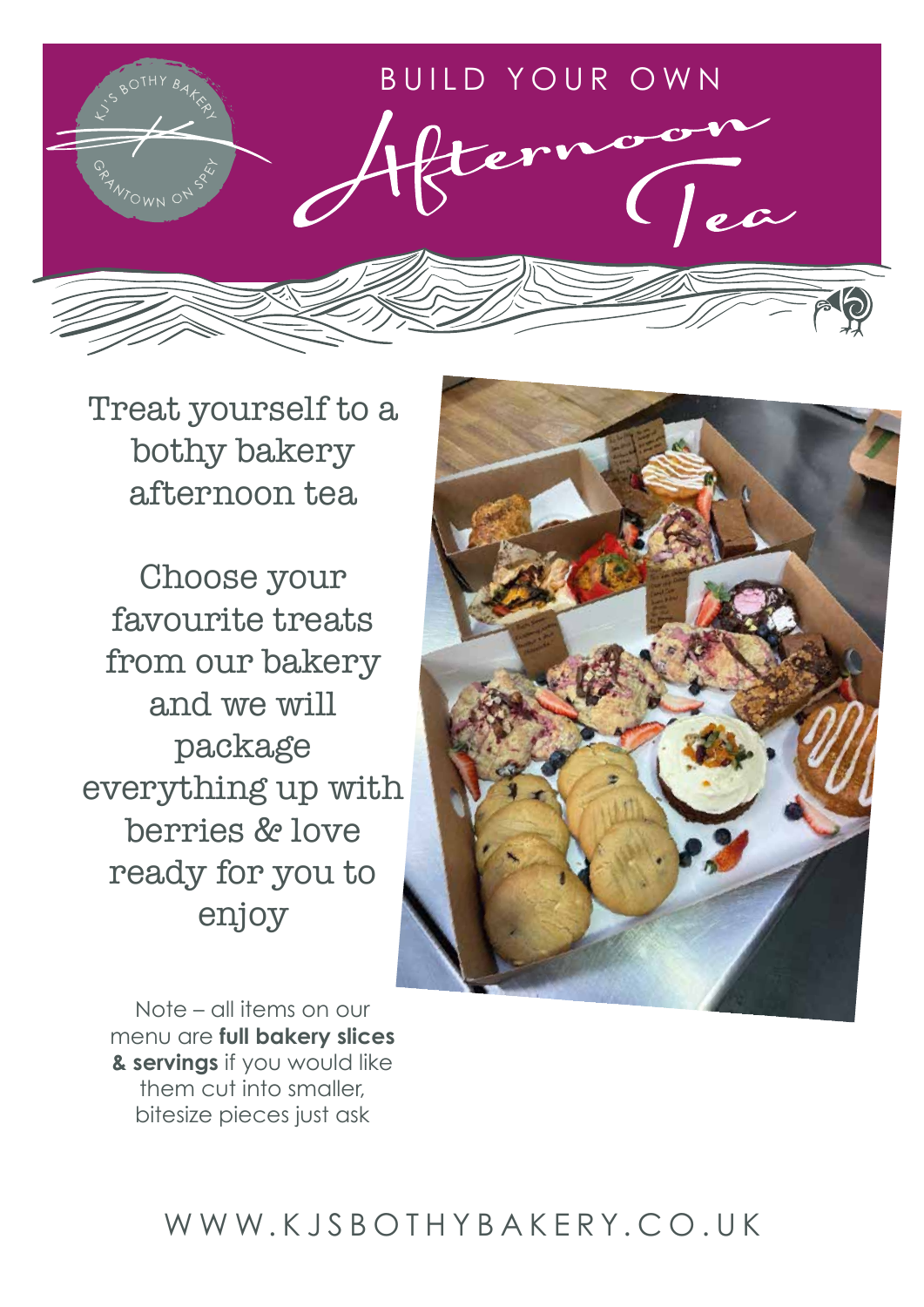# BUILD YOUR OWN Afternoon Tea

Treat yourself to a bothy bakery afternoon tea

Choose your favourite treats from our bakery and we will package everything up with berries & love ready for you to enjoy

Note – all items on our menu are **full bakery slices & servings** if you would like them cut into smaller, bitesize pieces just ask

WWW.KJSBOTHYBAKERY.CO.UK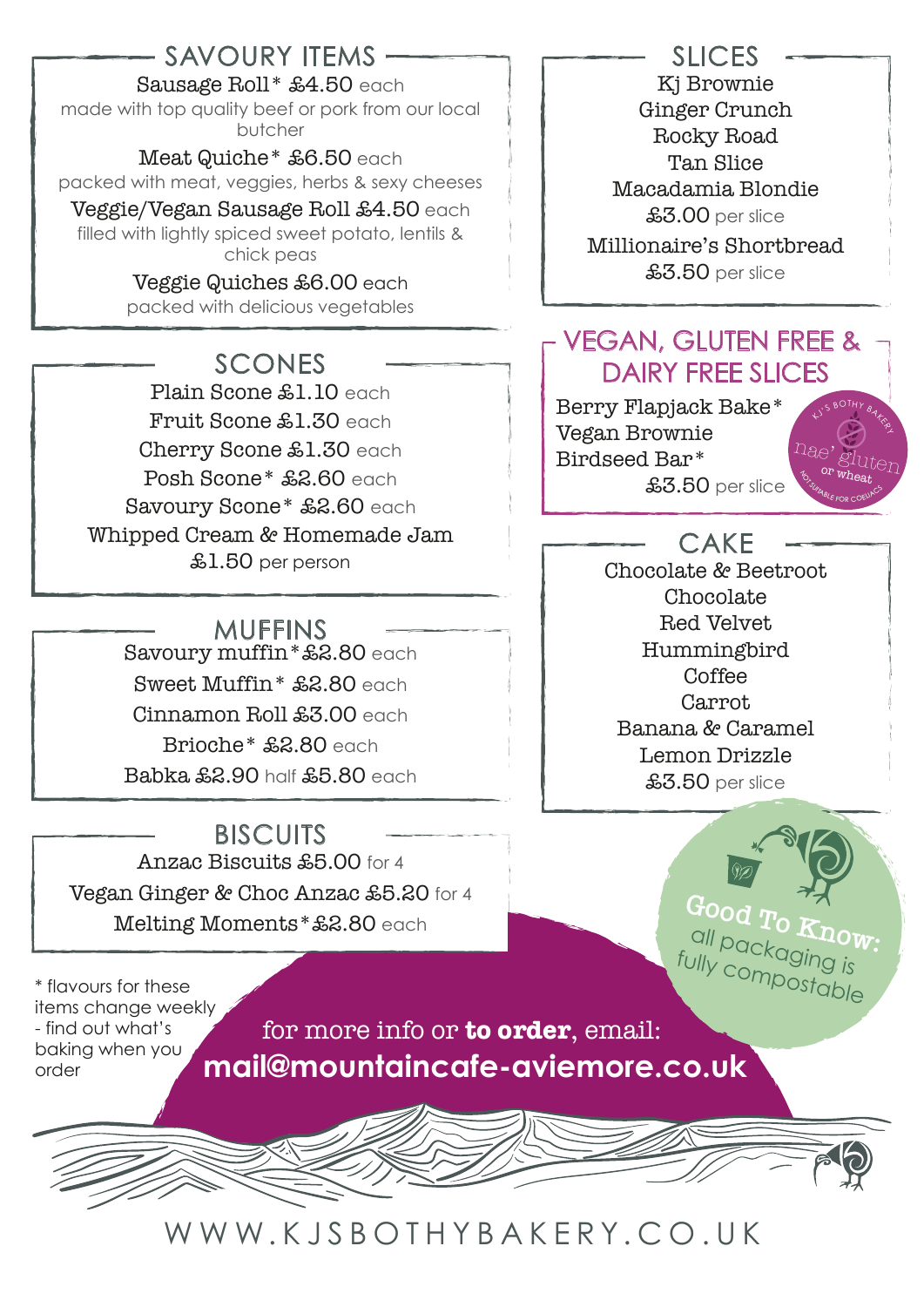## SAVOURY ITEMS

Sausage Roll* £4.50 each
made with top quality beef or pork from our local butcher

Meat Quiche* £6.50 each
packed with meat, veggies, herbs & sexy cheeses

Veggie/Vegan Sausage Roll £4.50 each
filled with lightly spiced sweet potato, lentils & chick peas

Veggie Quiches £6.00 each
packed with delicious vegetables

## SCONES

Plain Scone £1.10 each
Fruit Scone £1.30 each
Cherry Scone £1.30 each
Posh Scone* £2.60 each
Savoury Scone* £2.60 each
Whipped Cream & Homemade Jam
£1.50 per person

## MUFFINS

Savoury muffin* £2.80 each
Sweet Muffin* £2.80 each
Cinnamon Roll £3.00 each
Brioche* £2.80 each
Babka £2.90 half £5.80 each

## BISCUITS

Anzac Biscuits £5.00 for 4
Vegan Ginger & Choc Anzac £5.20 for 4
Melting Moments* £2.80 each

\* flavours for these items change weekly - find out what's baking when you order

## SLICES

Kj Brownie
Ginger Crunch
Rocky Road
Tan Slice
Macadamia Blondie
£3.00 per slice
Millionaire's Shortbread
£3.50 per slice

## VEGAN, GLUTEN FREE & DAIRY FREE SLICES

Berry Flapjack Bake*
Vegan Brownie
Birdseed Bar*
£3.50 per slice

KJ'S BOTHY BAKERY nae' gluten or wheat NOT SUITABLE FOR COELIACS

## CAKE

Chocolate & Beetroot
Chocolate
Red Velvet
Hummingbird
Coffee
Carrot
Banana & Caramel
Lemon Drizzle
£3.50 per slice

Good To Know: all packaging is fully compostable

for more info or **to order**, email:
**mail@mountaincafe-aviemore.co.uk**

WWW.KJSBOTHYBAKERY.CO.UK